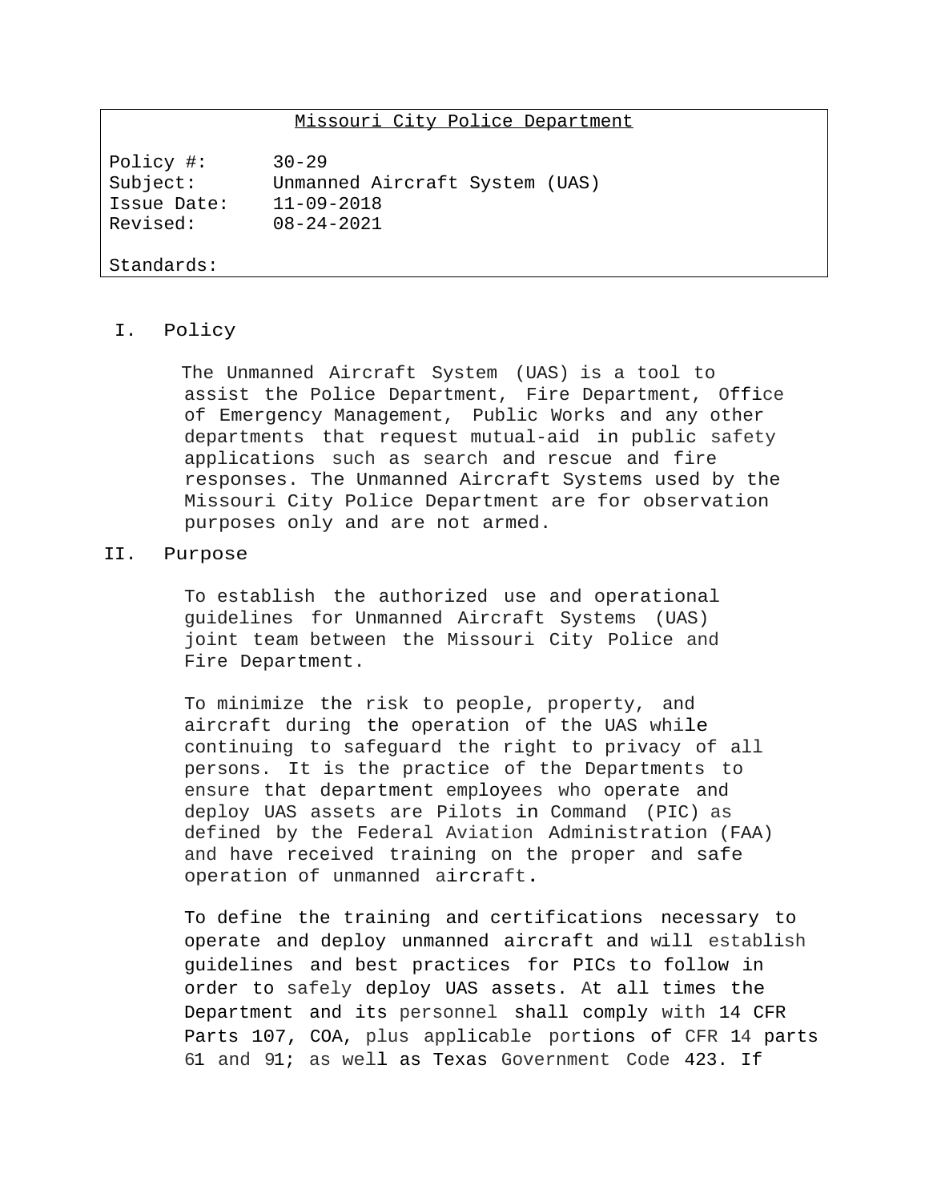Missouri City Police Department

Policy #: 30-29
Subject: Unmanned Aircraft System (UAS)
Issue Date: 11-09-2018
Revised: 08-24-2021

Standards:

## I. Policy

The Unmanned Aircraft System (UAS) is a tool to assist the Police Department, Fire Department, Office of Emergency Management, Public Works and any other departments that request mutual-aid in public safety applications such as search and rescue and fire responses. The Unmanned Aircraft Systems used by the Missouri City Police Department are for observation purposes only and are not armed.

## II. Purpose

To establish the authorized use and operational guidelines for Unmanned Aircraft Systems (UAS) joint team between the Missouri City Police and Fire Department.

To minimize the risk to people, property, and aircraft during the operation of the UAS while continuing to safeguard the right to privacy of all persons. It is the practice of the Departments to ensure that department employees who operate and deploy UAS assets are Pilots in Command (PIC) as defined by the Federal Aviation Administration (FAA) and have received training on the proper and safe operation of unmanned aircraft.

To define the training and certifications necessary to operate and deploy unmanned aircraft and will establish guidelines and best practices for PICs to follow in order to safely deploy UAS assets. At all times the Department and its personnel shall comply with 14 CFR Parts 107, COA, plus applicable portions of CFR 14 parts 61 and 91; as well as Texas Government Code 423. If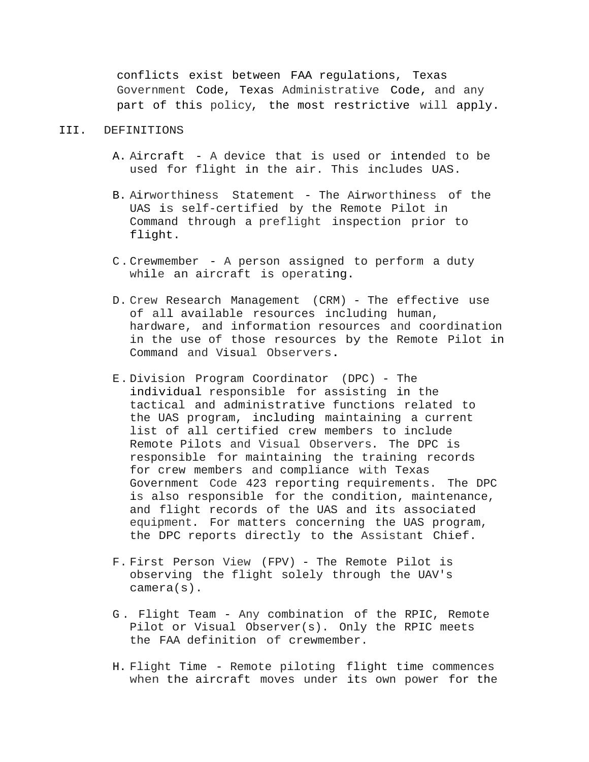conflicts exist between FAA regulations, Texas Government Code, Texas Administrative Code, and any part of this policy, the most restrictive will apply.

## III. DEFINITIONS

A. Aircraft - A device that is used or intended to be used for flight in the air. This includes UAS.

B. Airworthiness Statement - The Airworthiness of the UAS is self-certified by the Remote Pilot in Command through a preflight inspection prior to flight.

C. Crewmember - A person assigned to perform a duty while an aircraft is operating.

D. Crew Research Management (CRM) - The effective use of all available resources including human, hardware, and information resources and coordination in the use of those resources by the Remote Pilot in Command and Visual Observers.

E. Division Program Coordinator (DPC) - The individual responsible for assisting in the tactical and administrative functions related to the UAS program, including maintaining a current list of all certified crew members to include Remote Pilots and Visual Observers. The DPC is responsible for maintaining the training records for crew members and compliance with Texas Government Code 423 reporting requirements. The DPC is also responsible for the condition, maintenance, and flight records of the UAS and its associated equipment. For matters concerning the UAS program, the DPC reports directly to the Assistant Chief.

F. First Person View (FPV) - The Remote Pilot is observing the flight solely through the UAV's camera(s).

G. Flight Team - Any combination of the RPIC, Remote Pilot or Visual Observer(s). Only the RPIC meets the FAA definition of crewmember.

H. Flight Time - Remote piloting flight time commences when the aircraft moves under its own power for the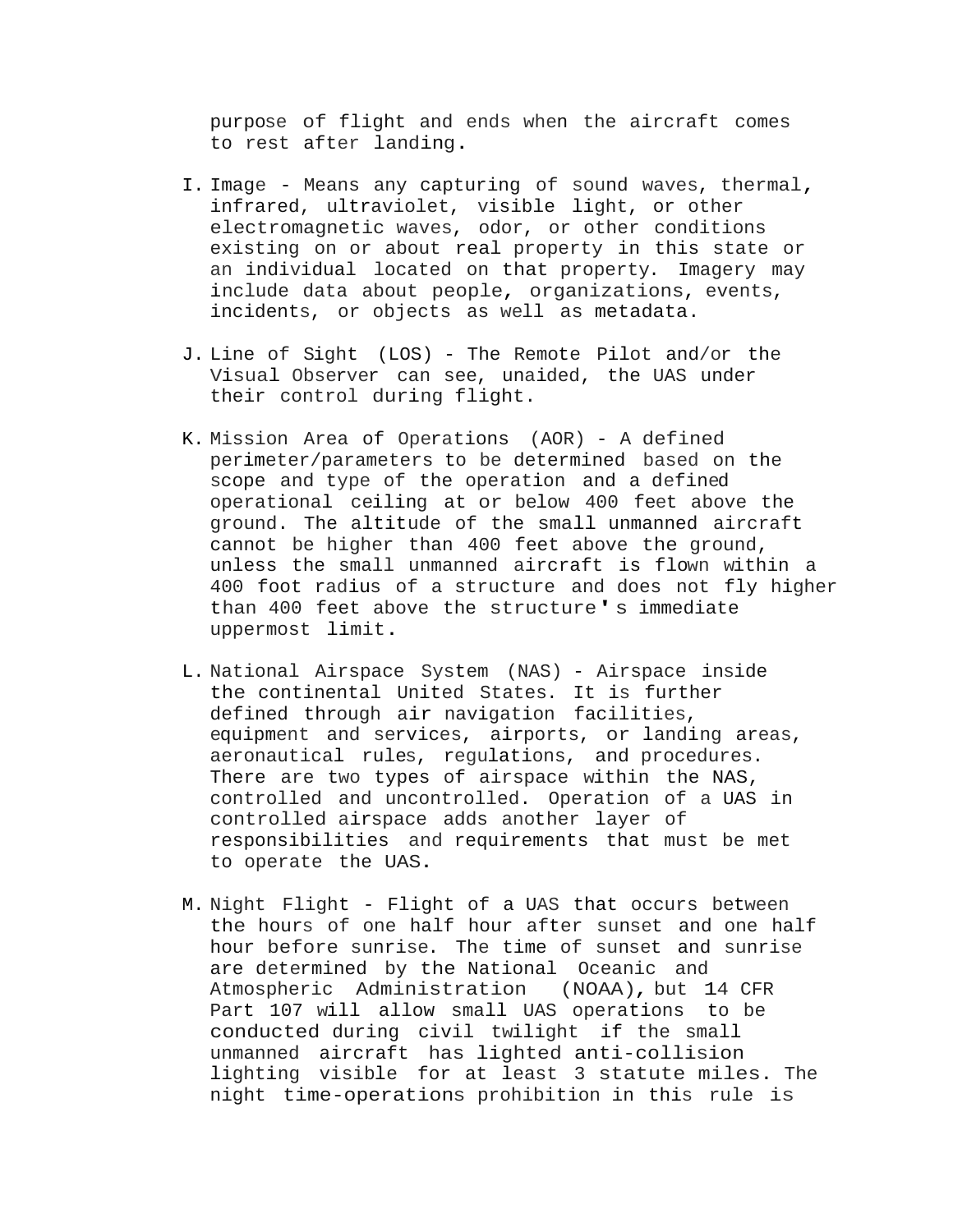purpose of flight and ends when the aircraft comes to rest after landing.

I. Image - Means any capturing of sound waves, thermal, infrared, ultraviolet, visible light, or other electromagnetic waves, odor, or other conditions existing on or about real property in this state or an individual located on that property. Imagery may include data about people, organizations, events, incidents, or objects as well as metadata.

J. Line of Sight (LOS) - The Remote Pilot and/or the Visual Observer can see, unaided, the UAS under their control during flight.

K. Mission Area of Operations (AOR) - A defined perimeter/parameters to be determined based on the scope and type of the operation and a defined operational ceiling at or below 400 feet above the ground. The altitude of the small unmanned aircraft cannot be higher than 400 feet above the ground, unless the small unmanned aircraft is flown within a 400 foot radius of a structure and does not fly higher than 400 feet above the structure's immediate uppermost limit.

L. National Airspace System (NAS) - Airspace inside the continental United States. It is further defined through air navigation facilities, equipment and services, airports, or landing areas, aeronautical rules, regulations, and procedures. There are two types of airspace within the NAS, controlled and uncontrolled. Operation of a UAS in controlled airspace adds another layer of responsibilities and requirements that must be met to operate the UAS.

M. Night Flight - Flight of a UAS that occurs between the hours of one half hour after sunset and one half hour before sunrise. The time of sunset and sunrise are determined by the National Oceanic and Atmospheric Administration (NOAA), but 14 CFR Part 107 will allow small UAS operations to be conducted during civil twilight if the small unmanned aircraft has lighted anti-collision lighting visible for at least 3 statute miles. The night time-operations prohibition in this rule is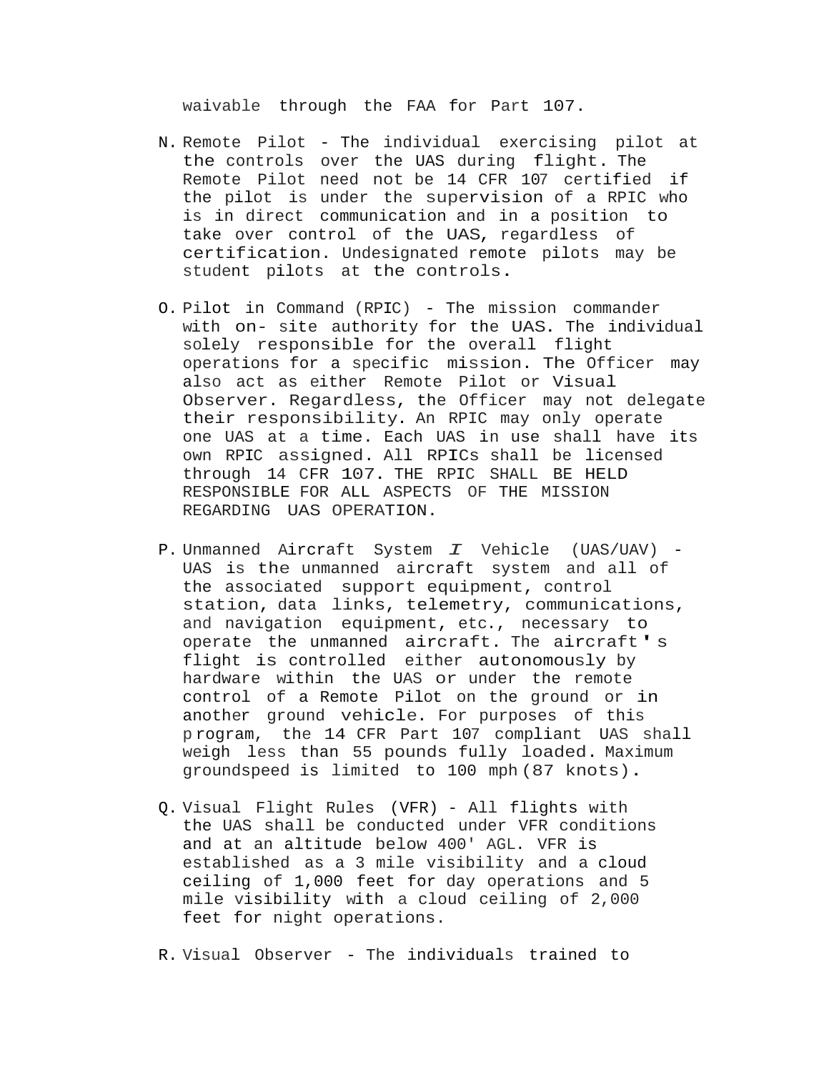waivable through the FAA for Part 107.

N. Remote Pilot - The individual exercising pilot at the controls over the UAS during flight. The Remote Pilot need not be 14 CFR 107 certified if the pilot is under the supervision of a RPIC who is in direct communication and in a position to take over control of the UAS, regardless of certification. Undesignated remote pilots may be student pilots at the controls.

O. Pilot in Command (RPIC) - The mission commander with on- site authority for the UAS. The individual solely responsible for the overall flight operations for a specific mission. The Officer may also act as either Remote Pilot or Visual Observer. Regardless, the Officer may not delegate their responsibility. An RPIC may only operate one UAS at a time. Each UAS in use shall have its own RPIC assigned. All RPICs shall be licensed through 14 CFR 107. THE RPIC SHALL BE HELD RESPONSIBLE FOR ALL ASPECTS OF THE MISSION REGARDING UAS OPERATION.

P. Unmanned Aircraft System *I* Vehicle (UAS/UAV) - UAS is the unmanned aircraft system and all of the associated support equipment, control station, data links, telemetry, communications, and navigation equipment, etc., necessary to operate the unmanned aircraft. The aircraft's flight is controlled either autonomously by hardware within the UAS or under the remote control of a Remote Pilot on the ground or in another ground vehicle. For purposes of this program, the 14 CFR Part 107 compliant UAS shall weigh less than 55 pounds fully loaded. Maximum groundspeed is limited to 100 mph (87 knots).

Q. Visual Flight Rules (VFR) - All flights with the UAS shall be conducted under VFR conditions and at an altitude below 400' AGL. VFR is established as a 3 mile visibility and a cloud ceiling of 1,000 feet for day operations and 5 mile visibility with a cloud ceiling of 2,000 feet for night operations.

R. Visual Observer - The individuals trained to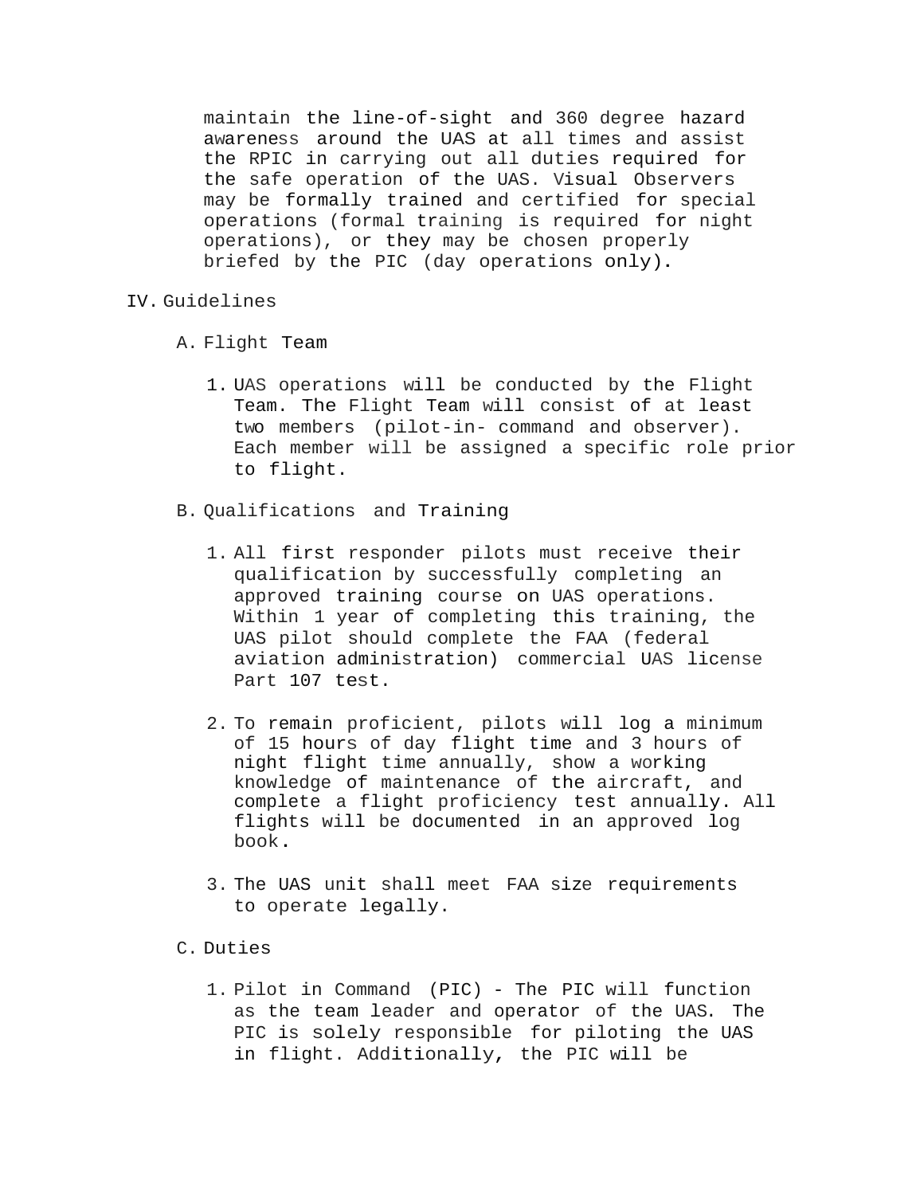maintain the line-of-sight and 360 degree hazard awareness around the UAS at all times and assist the RPIC in carrying out all duties required for the safe operation of the UAS. Visual Observers may be formally trained and certified for special operations (formal training is required for night operations), or they may be chosen properly briefed by the PIC (day operations only).

## IV. Guidelines

### A. Flight Team

1. UAS operations will be conducted by the Flight Team. The Flight Team will consist of at least two members (pilot-in- command and observer). Each member will be assigned a specific role prior to flight.

### B. Qualifications and Training

1. All first responder pilots must receive their qualification by successfully completing an approved training course on UAS operations. Within 1 year of completing this training, the UAS pilot should complete the FAA (federal aviation administration) commercial UAS license Part 107 test.

2. To remain proficient, pilots will log a minimum of 15 hours of day flight time and 3 hours of night flight time annually, show a working knowledge of maintenance of the aircraft, and complete a flight proficiency test annually. All flights will be documented in an approved log book.

3. The UAS unit shall meet FAA size requirements to operate legally.

### C. Duties

1. Pilot in Command (PIC) - The PIC will function as the team leader and operator of the UAS. The PIC is solely responsible for piloting the UAS in flight. Additionally, the PIC will be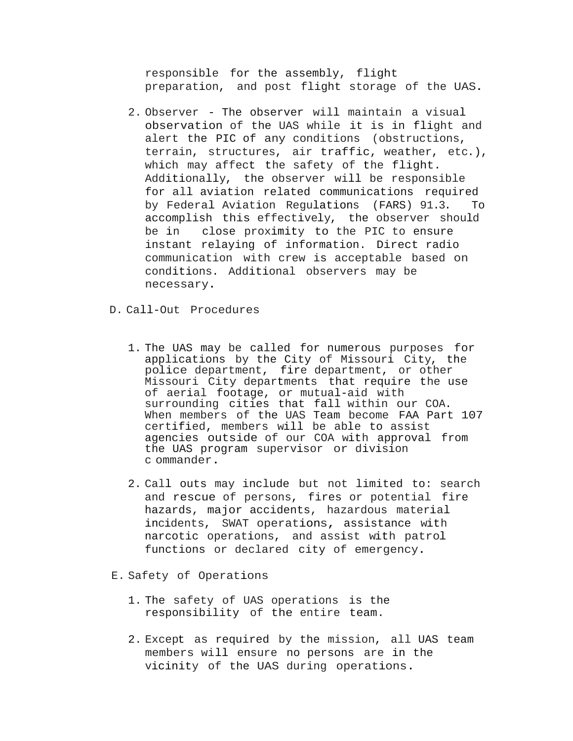responsible for the assembly, flight preparation, and post flight storage of the UAS.

2. Observer - The observer will maintain a visual observation of the UAS while it is in flight and alert the PIC of any conditions (obstructions, terrain, structures, air traffic, weather, etc.), which may affect the safety of the flight. Additionally, the observer will be responsible for all aviation related communications required by Federal Aviation Regulations (FARS) 91.3. To accomplish this effectively, the observer should be in close proximity to the PIC to ensure instant relaying of information. Direct radio communication with crew is acceptable based on conditions. Additional observers may be necessary.

D. Call-Out Procedures

1. The UAS may be called for numerous purposes for applications by the City of Missouri City, the police department, fire department, or other Missouri City departments that require the use of aerial footage, or mutual-aid with surrounding cities that fall within our COA. When members of the UAS Team become FAA Part 107 certified, members will be able to assist agencies outside of our COA with approval from the UAS program supervisor or division c ommander.

2. Call outs may include but not limited to: search and rescue of persons, fires or potential fire hazards, major accidents, hazardous material incidents, SWAT operations, assistance with narcotic operations, and assist with patrol functions or declared city of emergency.

E. Safety of Operations

1. The safety of UAS operations is the responsibility of the entire team.

2. Except as required by the mission, all UAS team members will ensure no persons are in the vicinity of the UAS during operations.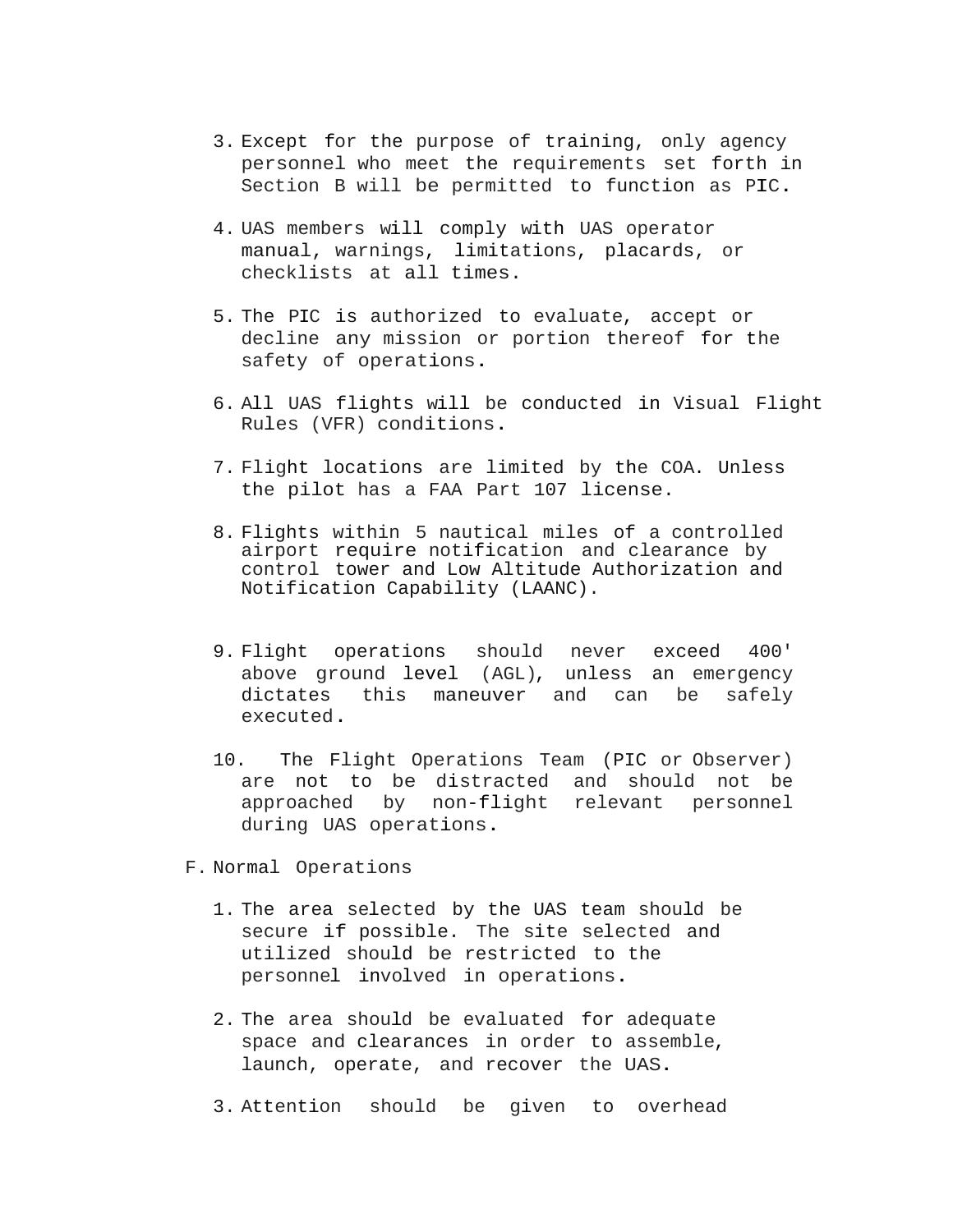3. Except for the purpose of training, only agency personnel who meet the requirements set forth in Section B will be permitted to function as PIC.

4. UAS members will comply with UAS operator manual, warnings, limitations, placards, or checklists at all times.

5. The PIC is authorized to evaluate, accept or decline any mission or portion thereof for the safety of operations.

6. All UAS flights will be conducted in Visual Flight Rules (VFR) conditions.

7. Flight locations are limited by the COA. Unless the pilot has a FAA Part 107 license.

8. Flights within 5 nautical miles of a controlled airport require notification and clearance by control tower and Low Altitude Authorization and Notification Capability (LAANC).

9. Flight operations should never exceed 400' above ground level (AGL), unless an emergency dictates this maneuver and can be safely executed.

10. The Flight Operations Team (PIC or Observer) are not to be distracted and should not be approached by non-flight relevant personnel during UAS operations.

F. Normal Operations

1. The area selected by the UAS team should be secure if possible. The site selected and utilized should be restricted to the personnel involved in operations.

2. The area should be evaluated for adequate space and clearances in order to assemble, launch, operate, and recover the UAS.

3. Attention should be given to overhead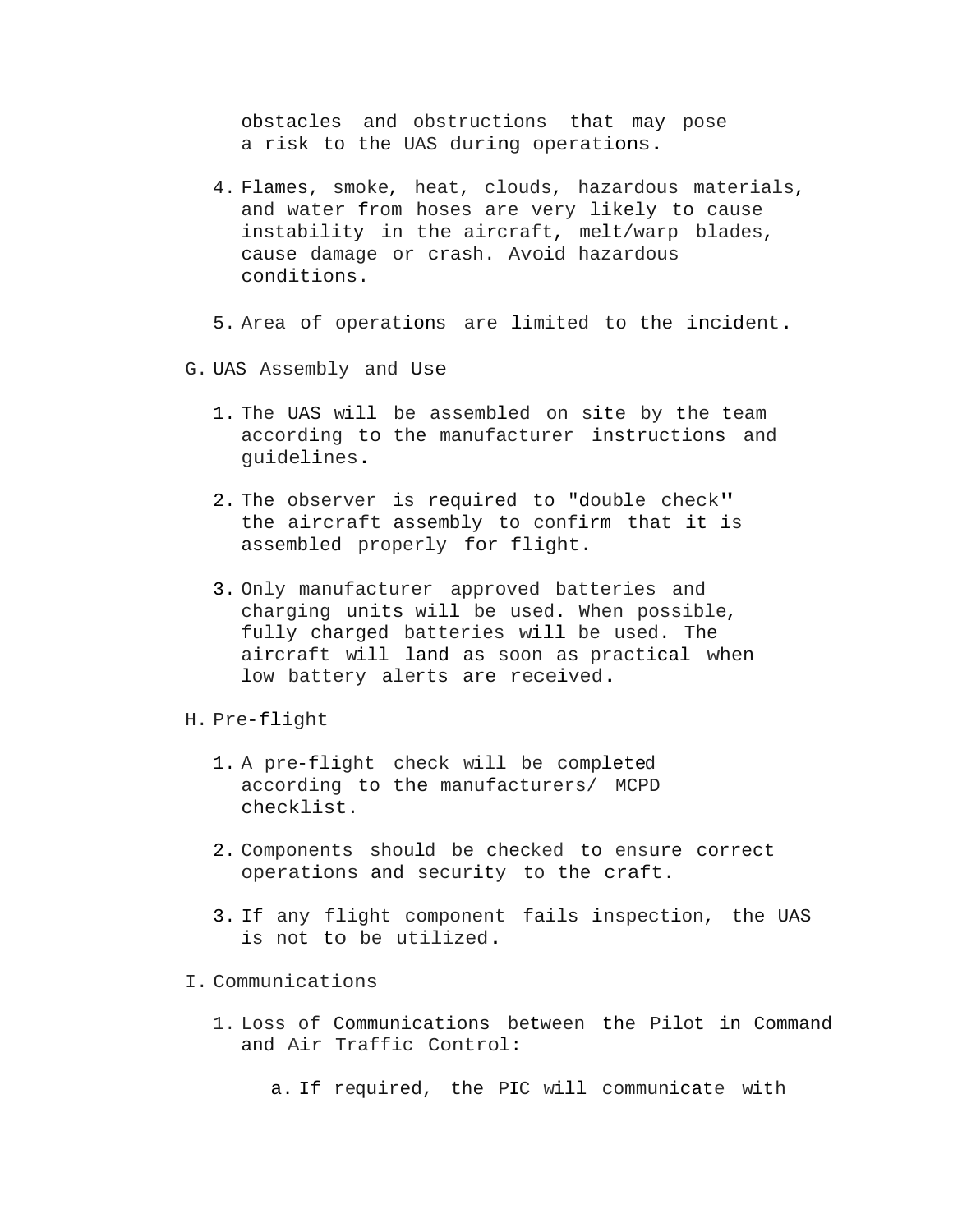obstacles and obstructions that may pose a risk to the UAS during operations.

4. Flames, smoke, heat, clouds, hazardous materials, and water from hoses are very likely to cause instability in the aircraft, melt/warp blades, cause damage or crash. Avoid hazardous conditions.

5. Area of operations are limited to the incident.

G. UAS Assembly and Use

1. The UAS will be assembled on site by the team according to the manufacturer instructions and guidelines.

2. The observer is required to "double check" the aircraft assembly to confirm that it is assembled properly for flight.

3. Only manufacturer approved batteries and charging units will be used. When possible, fully charged batteries will be used. The aircraft will land as soon as practical when low battery alerts are received.

H. Pre-flight

1. A pre-flight check will be completed according to the manufacturers/ MCPD checklist.

2. Components should be checked to ensure correct operations and security to the craft.

3. If any flight component fails inspection, the UAS is not to be utilized.

I. Communications

1. Loss of Communications between the Pilot in Command and Air Traffic Control:

   a. If required, the PIC will communicate with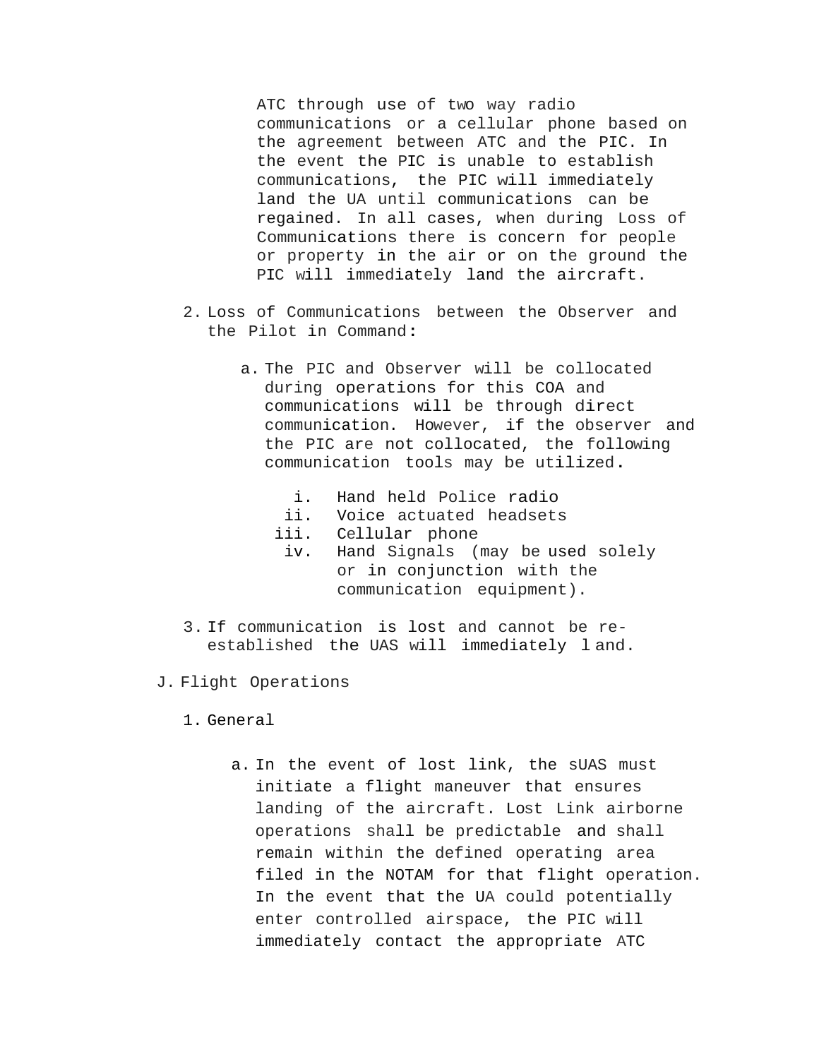ATC through use of two way radio communications or a cellular phone based on the agreement between ATC and the PIC. In the event the PIC is unable to establish communications, the PIC will immediately land the UA until communications can be regained. In all cases, when during Loss of Communications there is concern for people or property in the air or on the ground the PIC will immediately land the aircraft.

2. Loss of Communications between the Observer and the Pilot in Command:

   a. The PIC and Observer will be collocated during operations for this COA and communications will be through direct communication. However, if the observer and the PIC are not collocated, the following communication tools may be utilized.

      i. Hand held Police radio
      ii. Voice actuated headsets
      iii. Cellular phone
      iv. Hand Signals (may be used solely or in conjunction with the communication equipment).

3. If communication is lost and cannot be re-established the UAS will immediately land.

J. Flight Operations

1. General

   a. In the event of lost link, the sUAS must initiate a flight maneuver that ensures landing of the aircraft. Lost Link airborne operations shall be predictable and shall remain within the defined operating area filed in the NOTAM for that flight operation. In the event that the UA could potentially enter controlled airspace, the PIC will immediately contact the appropriate ATC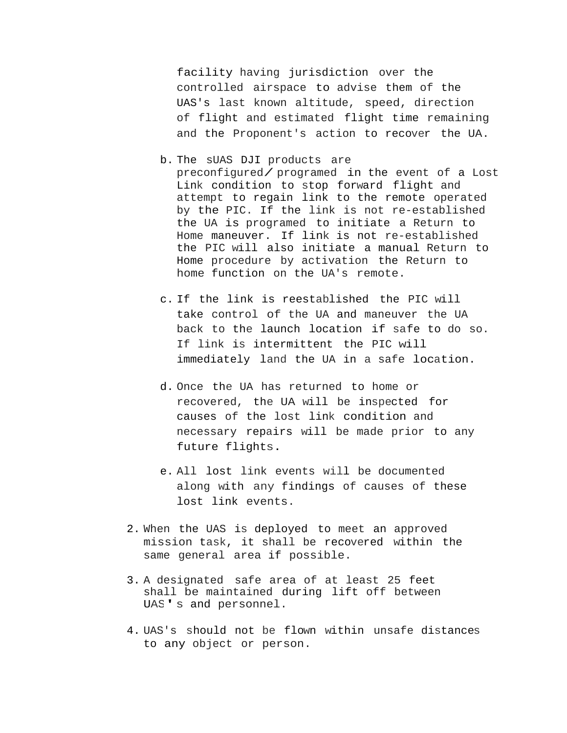facility having jurisdiction over the controlled airspace to advise them of the UAS's last known altitude, speed, direction of flight and estimated flight time remaining and the Proponent's action to recover the UA.

b. The sUAS DJI products are preconfigured/programed in the event of a Lost Link condition to stop forward flight and attempt to regain link to the remote operated by the PIC. If the link is not re-established the UA is programed to initiate a Return to Home maneuver. If link is not re-established the PIC will also initiate a manual Return to Home procedure by activation the Return to home function on the UA's remote.

c. If the link is reestablished the PIC will take control of the UA and maneuver the UA back to the launch location if safe to do so. If link is intermittent the PIC will immediately land the UA in a safe location.

d. Once the UA has returned to home or recovered, the UA will be inspected for causes of the lost link condition and necessary repairs will be made prior to any future flights.

e. All lost link events will be documented along with any findings of causes of these lost link events.

2. When the UAS is deployed to meet an approved mission task, it shall be recovered within the same general area if possible.

3. A designated safe area of at least 25 feet shall be maintained during lift off between UAS's and personnel.

4. UAS's should not be flown within unsafe distances to any object or person.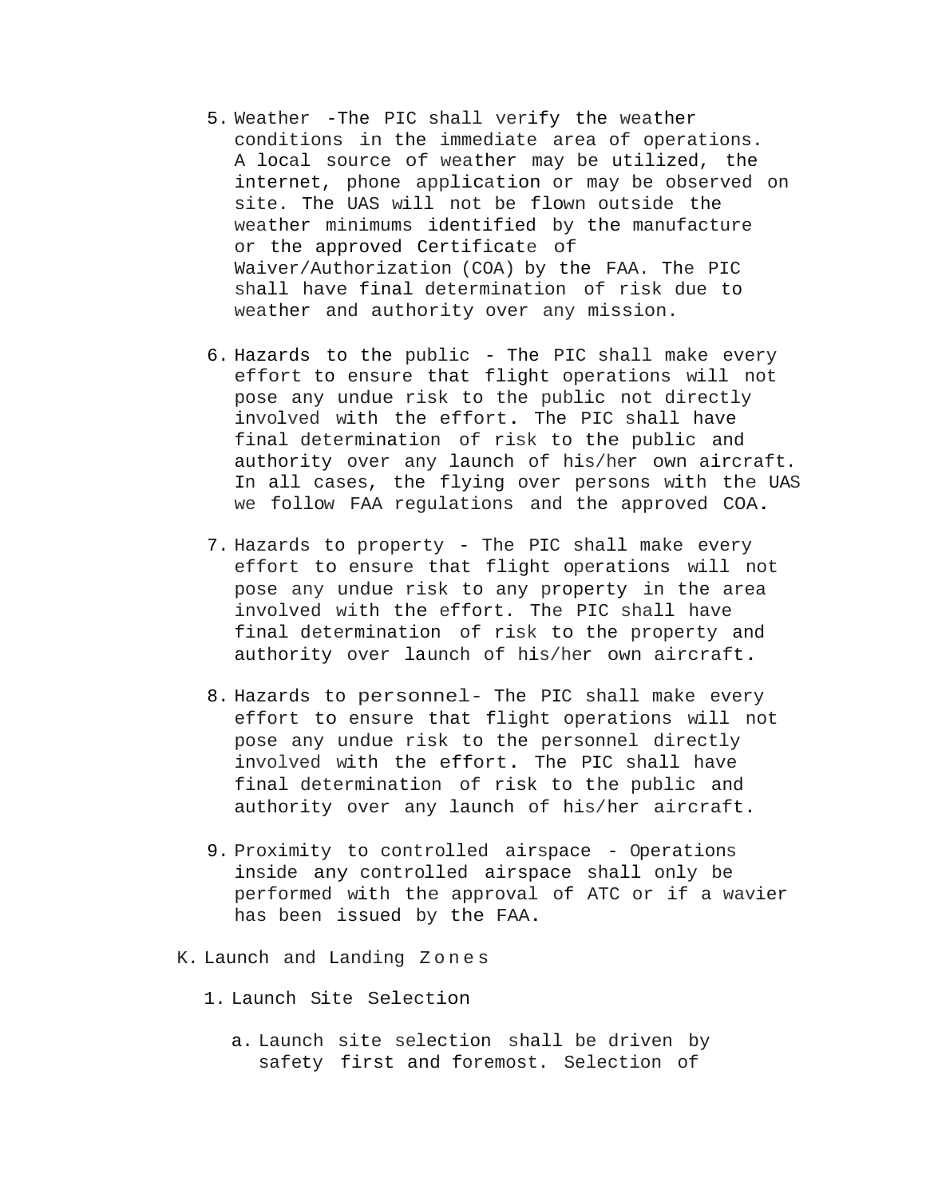5. Weather -The PIC shall verify the weather conditions in the immediate area of operations. A local source of weather may be utilized, the internet, phone application or may be observed on site. The UAS will not be flown outside the weather minimums identified by the manufacture or the approved Certificate of Waiver/Authorization (COA) by the FAA. The PIC shall have final determination of risk due to weather and authority over any mission.

6. Hazards to the public - The PIC shall make every effort to ensure that flight operations will not pose any undue risk to the public not directly involved with the effort. The PIC shall have final determination of risk to the public and authority over any launch of his/her own aircraft. In all cases, the flying over persons with the UAS we follow FAA regulations and the approved COA.

7. Hazards to property - The PIC shall make every effort to ensure that flight operations will not pose any undue risk to any property in the area involved with the effort. The PIC shall have final determination of risk to the property and authority over launch of his/her own aircraft.

8. Hazards to personnel- The PIC shall make every effort to ensure that flight operations will not pose any undue risk to the personnel directly involved with the effort. The PIC shall have final determination of risk to the public and authority over any launch of his/her aircraft.

9. Proximity to controlled airspace - Operations inside any controlled airspace shall only be performed with the approval of ATC or if a wavier has been issued by the FAA.

K. Launch and Landing Zones

1. Launch Site Selection

   a. Launch site selection shall be driven by safety first and foremost. Selection of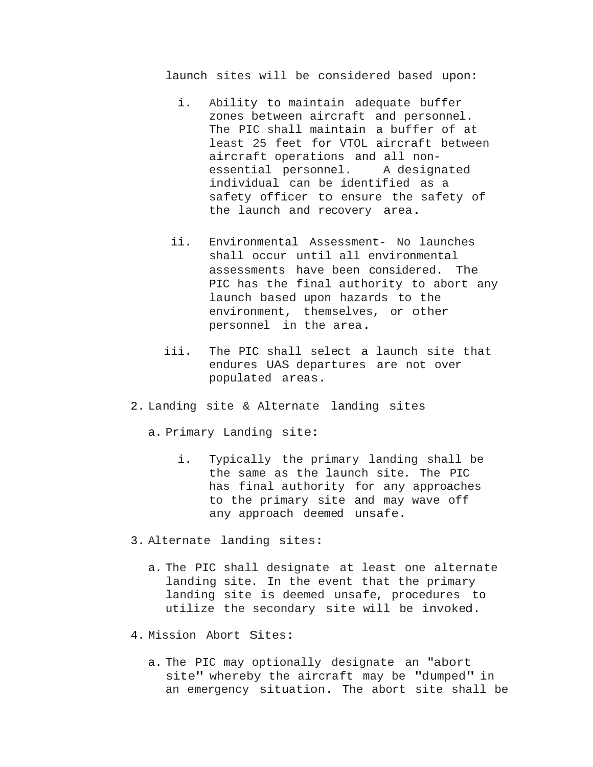launch sites will be considered based upon:

   i. Ability to maintain adequate buffer zones between aircraft and personnel. The PIC shall maintain a buffer of at least 25 feet for VTOL aircraft between aircraft operations and all non-essential personnel. A designated individual can be identified as a safety officer to ensure the safety of the launch and recovery area.

   ii. Environmental Assessment- No launches shall occur until all environmental assessments have been considered. The PIC has the final authority to abort any launch based upon hazards to the environment, themselves, or other personnel in the area.

   iii. The PIC shall select a launch site that endures UAS departures are not over populated areas.

2. Landing site & Alternate landing sites

   a. Primary Landing site:

      i. Typically the primary landing shall be the same as the launch site. The PIC has final authority for any approaches to the primary site and may wave off any approach deemed unsafe.

3. Alternate landing sites:

   a. The PIC shall designate at least one alternate landing site. In the event that the primary landing site is deemed unsafe, procedures to utilize the secondary site will be invoked.

4. Mission Abort Sites:

   a. The PIC may optionally designate an "abort site" whereby the aircraft may be "dumped" in an emergency situation. The abort site shall be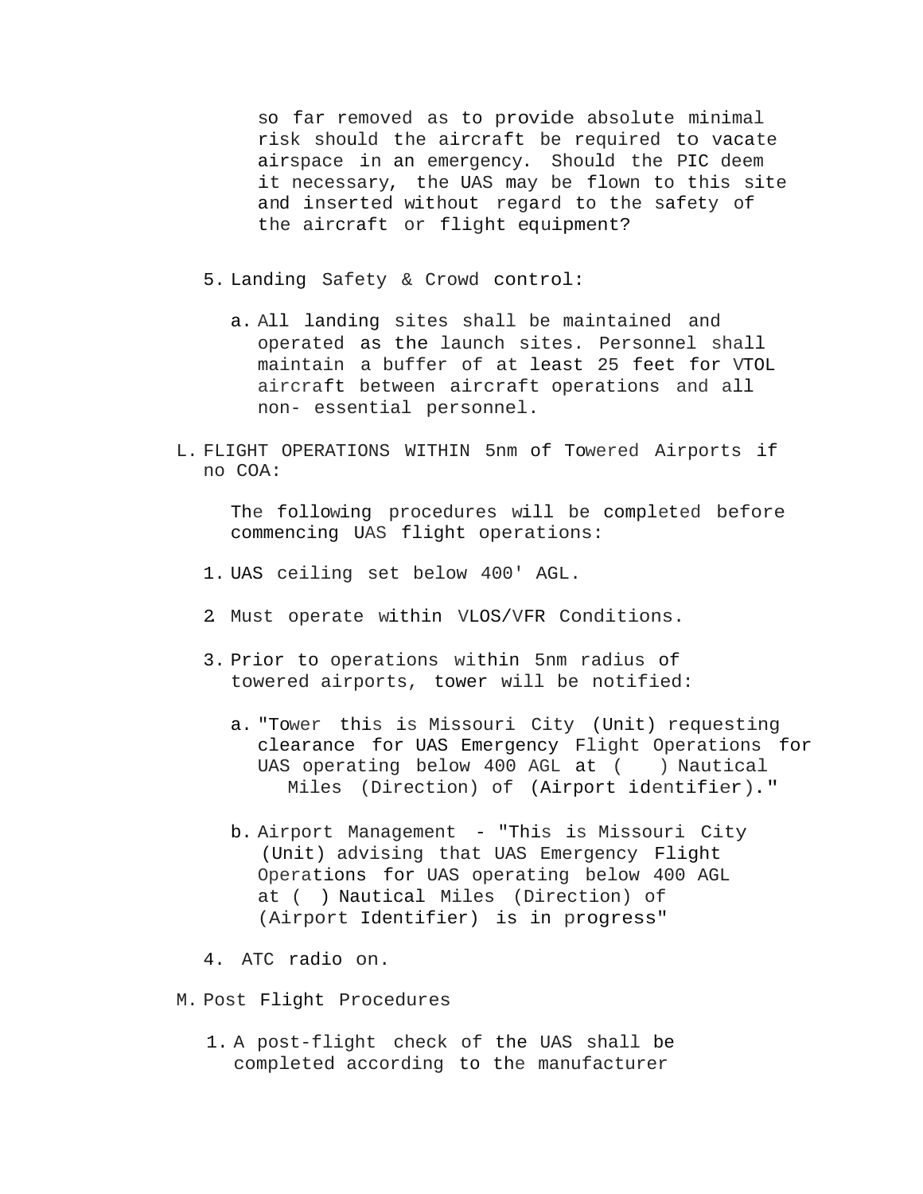so far removed as to provide absolute minimal risk should the aircraft be required to vacate airspace in an emergency. Should the PIC deem it necessary, the UAS may be flown to this site and inserted without regard to the safety of the aircraft or flight equipment?

5. Landing Safety & Crowd control:

   a. All landing sites shall be maintained and operated as the launch sites. Personnel shall maintain a buffer of at least 25 feet for VTOL aircraft between aircraft operations and all non- essential personnel.

L. FLIGHT OPERATIONS WITHIN 5nm of Towered Airports if no COA:

   The following procedures will be completed before commencing UAS flight operations:

   1. UAS ceiling set below 400' AGL.

   2 Must operate within VLOS/VFR Conditions.

   3. Prior to operations within 5nm radius of towered airports, tower will be notified:

      a. "Tower this is Missouri City (Unit) requesting clearance for UAS Emergency Flight Operations for UAS operating below 400 AGL at ( ) Nautical Miles (Direction) of (Airport identifier)."

      b. Airport Management - "This is Missouri City (Unit) advising that UAS Emergency Flight Operations for UAS operating below 400 AGL at ( ) Nautical Miles (Direction) of (Airport Identifier) is in progress"

   4. ATC radio on.

M. Post Flight Procedures

   1. A post-flight check of the UAS shall be completed according to the manufacturer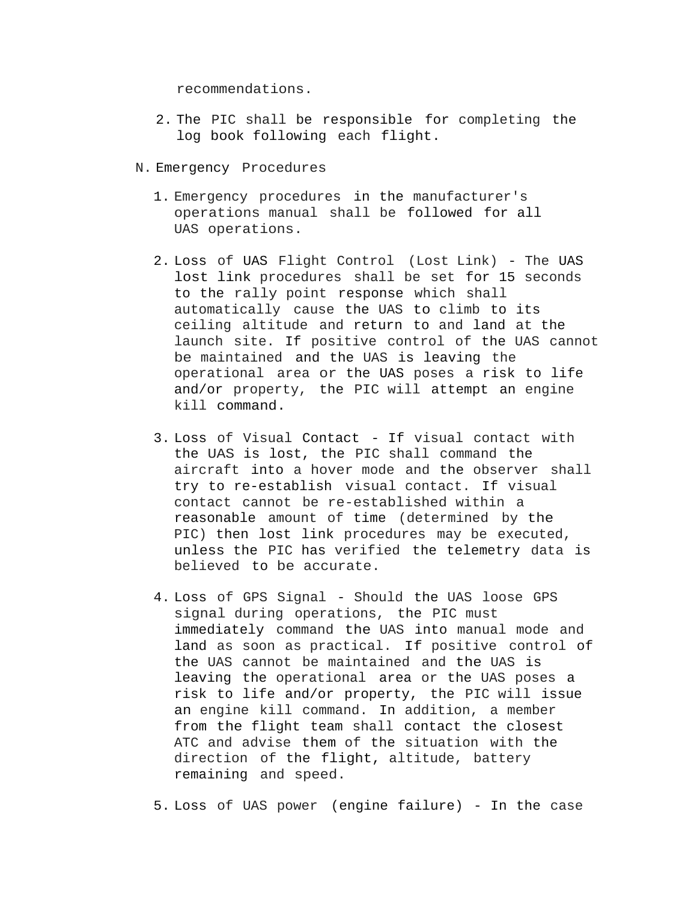recommendations.

2. The PIC shall be responsible for completing the log book following each flight.

N. Emergency Procedures

1. Emergency procedures in the manufacturer's operations manual shall be followed for all UAS operations.

2. Loss of UAS Flight Control (Lost Link) - The UAS lost link procedures shall be set for 15 seconds to the rally point response which shall automatically cause the UAS to climb to its ceiling altitude and return to and land at the launch site. If positive control of the UAS cannot be maintained and the UAS is leaving the operational area or the UAS poses a risk to life and/or property, the PIC will attempt an engine kill command.

3. Loss of Visual Contact - If visual contact with the UAS is lost, the PIC shall command the aircraft into a hover mode and the observer shall try to re-establish visual contact. If visual contact cannot be re-established within a reasonable amount of time (determined by the PIC) then lost link procedures may be executed, unless the PIC has verified the telemetry data is believed to be accurate.

4. Loss of GPS Signal - Should the UAS loose GPS signal during operations, the PIC must immediately command the UAS into manual mode and land as soon as practical. If positive control of the UAS cannot be maintained and the UAS is leaving the operational area or the UAS poses a risk to life and/or property, the PIC will issue an engine kill command. In addition, a member from the flight team shall contact the closest ATC and advise them of the situation with the direction of the flight, altitude, battery remaining and speed.

5. Loss of UAS power (engine failure) - In the case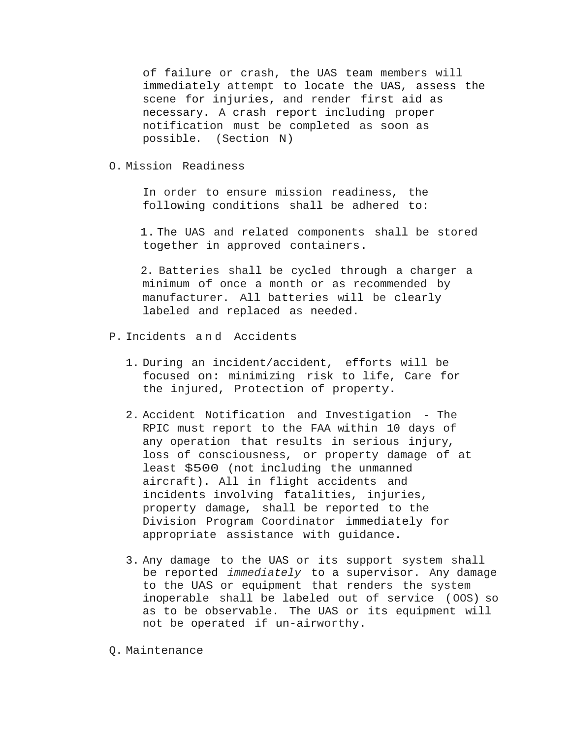of failure or crash, the UAS team members will immediately attempt to locate the UAS, assess the scene for injuries, and render first aid as necessary. A crash report including proper notification must be completed as soon as possible. (Section N)

O. Mission Readiness

In order to ensure mission readiness, the following conditions shall be adhered to:

1. The UAS and related components shall be stored together in approved containers.

2. Batteries shall be cycled through a charger a minimum of once a month or as recommended by manufacturer. All batteries will be clearly labeled and replaced as needed.

P. Incidents and Accidents

1. During an incident/accident, efforts will be focused on: minimizing risk to life, Care for the injured, Protection of property.

2. Accident Notification and Investigation - The RPIC must report to the FAA within 10 days of any operation that results in serious injury, loss of consciousness, or property damage of at least $500 (not including the unmanned aircraft). All in flight accidents and incidents involving fatalities, injuries, property damage, shall be reported to the Division Program Coordinator immediately for appropriate assistance with guidance.

3. Any damage to the UAS or its support system shall be reported *immediately* to a supervisor. Any damage to the UAS or equipment that renders the system inoperable shall be labeled out of service (OOS) so as to be observable. The UAS or its equipment will not be operated if un-airworthy.

Q. Maintenance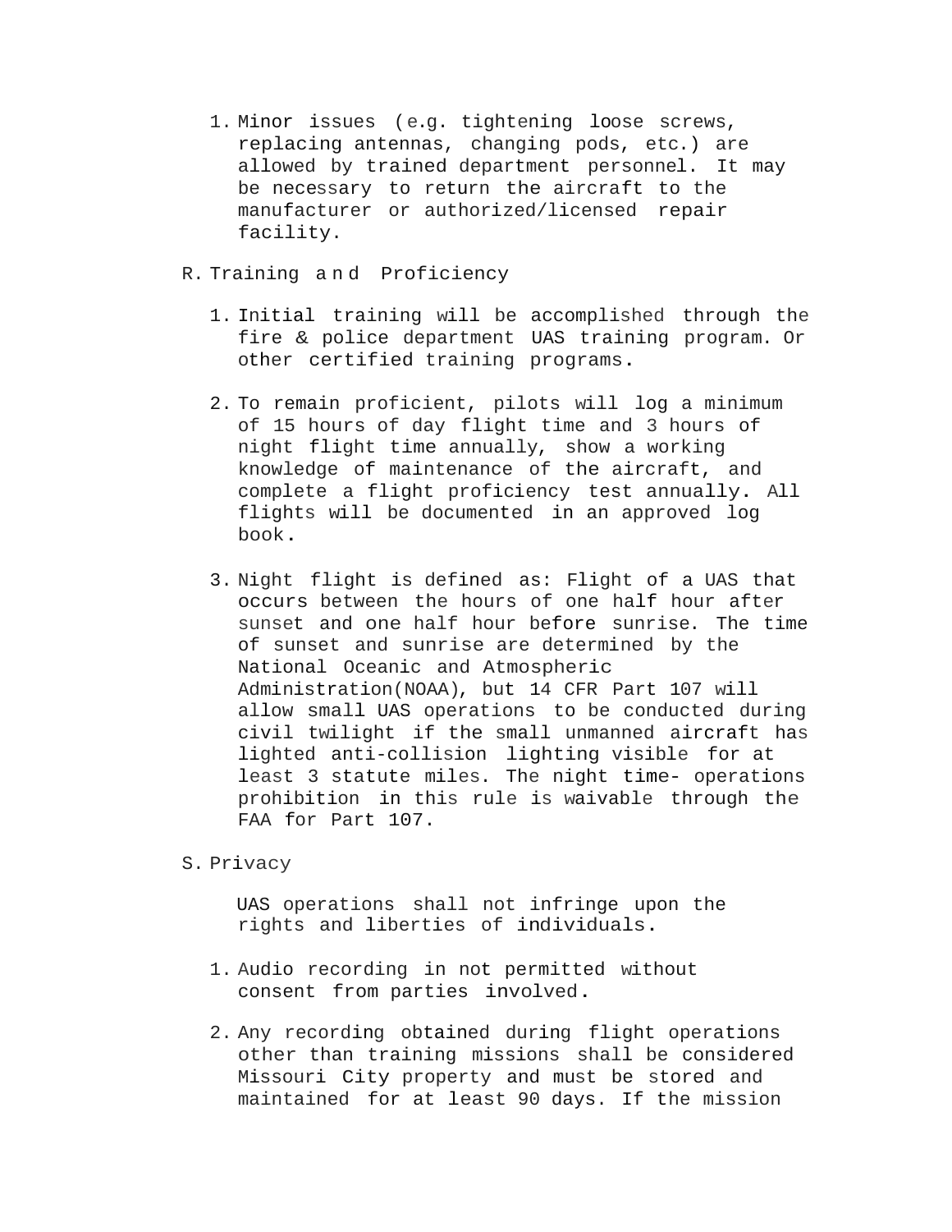1. Minor issues (e.g. tightening loose screws, replacing antennas, changing pods, etc.) are allowed by trained department personnel. It may be necessary to return the aircraft to the manufacturer or authorized/licensed repair facility.

R. Training and Proficiency

1. Initial training will be accomplished through the fire & police department UAS training program. Or other certified training programs.

2. To remain proficient, pilots will log a minimum of 15 hours of day flight time and 3 hours of night flight time annually, show a working knowledge of maintenance of the aircraft, and complete a flight proficiency test annually. All flights will be documented in an approved log book.

3. Night flight is defined as: Flight of a UAS that occurs between the hours of one half hour after sunset and one half hour before sunrise. The time of sunset and sunrise are determined by the National Oceanic and Atmospheric Administration(NOAA), but 14 CFR Part 107 will allow small UAS operations to be conducted during civil twilight if the small unmanned aircraft has lighted anti-collision lighting visible for at least 3 statute miles. The night time- operations prohibition in this rule is waivable through the FAA for Part 107.

S. Privacy

UAS operations shall not infringe upon the rights and liberties of individuals.

1. Audio recording in not permitted without consent from parties involved.

2. Any recording obtained during flight operations other than training missions shall be considered Missouri City property and must be stored and maintained for at least 90 days. If the mission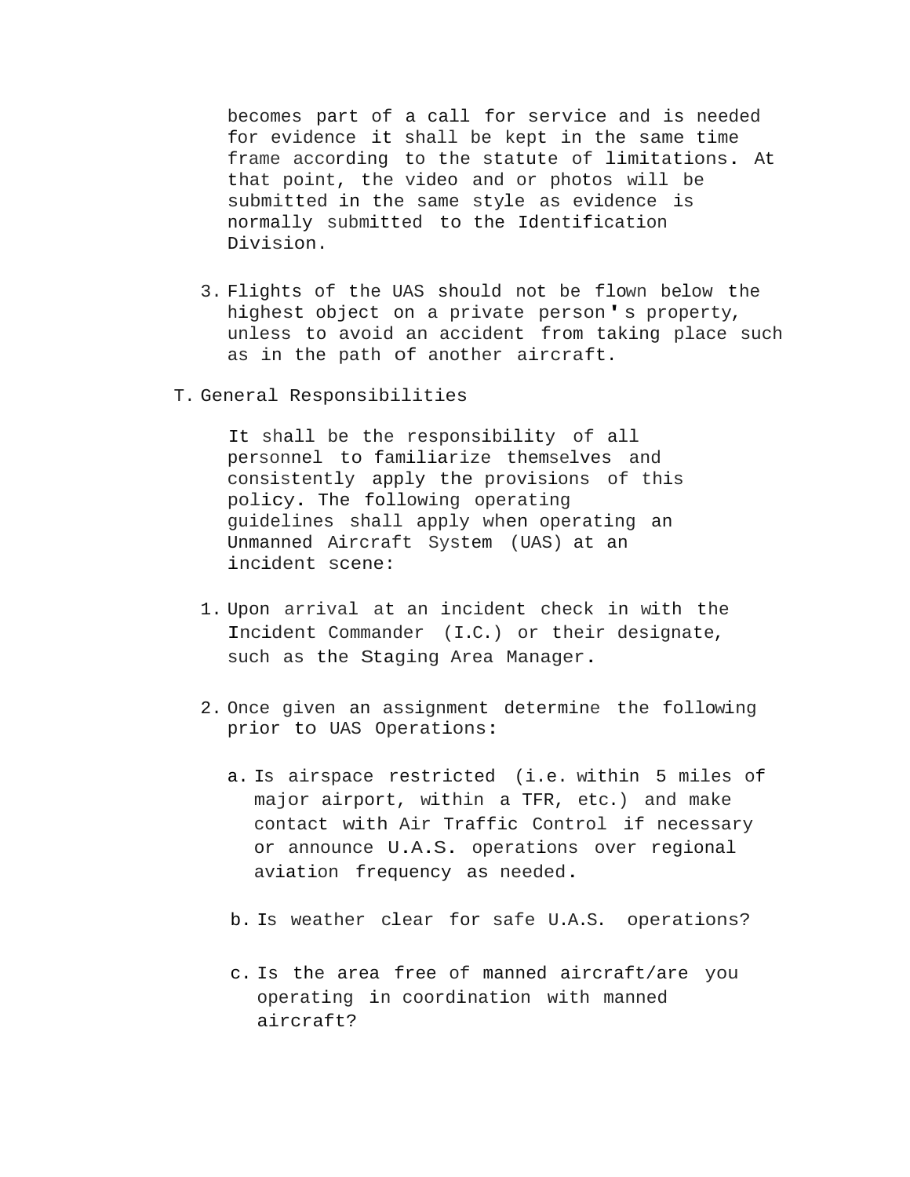becomes part of a call for service and is needed for evidence it shall be kept in the same time frame according to the statute of limitations. At that point, the video and or photos will be submitted in the same style as evidence is normally submitted to the Identification Division.

3. Flights of the UAS should not be flown below the highest object on a private person's property, unless to avoid an accident from taking place such as in the path of another aircraft.

T. General Responsibilities

It shall be the responsibility of all personnel to familiarize themselves and consistently apply the provisions of this policy. The following operating guidelines shall apply when operating an Unmanned Aircraft System (UAS) at an incident scene:

1. Upon arrival at an incident check in with the Incident Commander (I.C.) or their designate, such as the Staging Area Manager.

2. Once given an assignment determine the following prior to UAS Operations:

   a. Is airspace restricted (i.e. within 5 miles of major airport, within a TFR, etc.) and make contact with Air Traffic Control if necessary or announce U.A.S. operations over regional aviation frequency as needed.

   b. Is weather clear for safe U.A.S. operations?

   c. Is the area free of manned aircraft/are you operating in coordination with manned aircraft?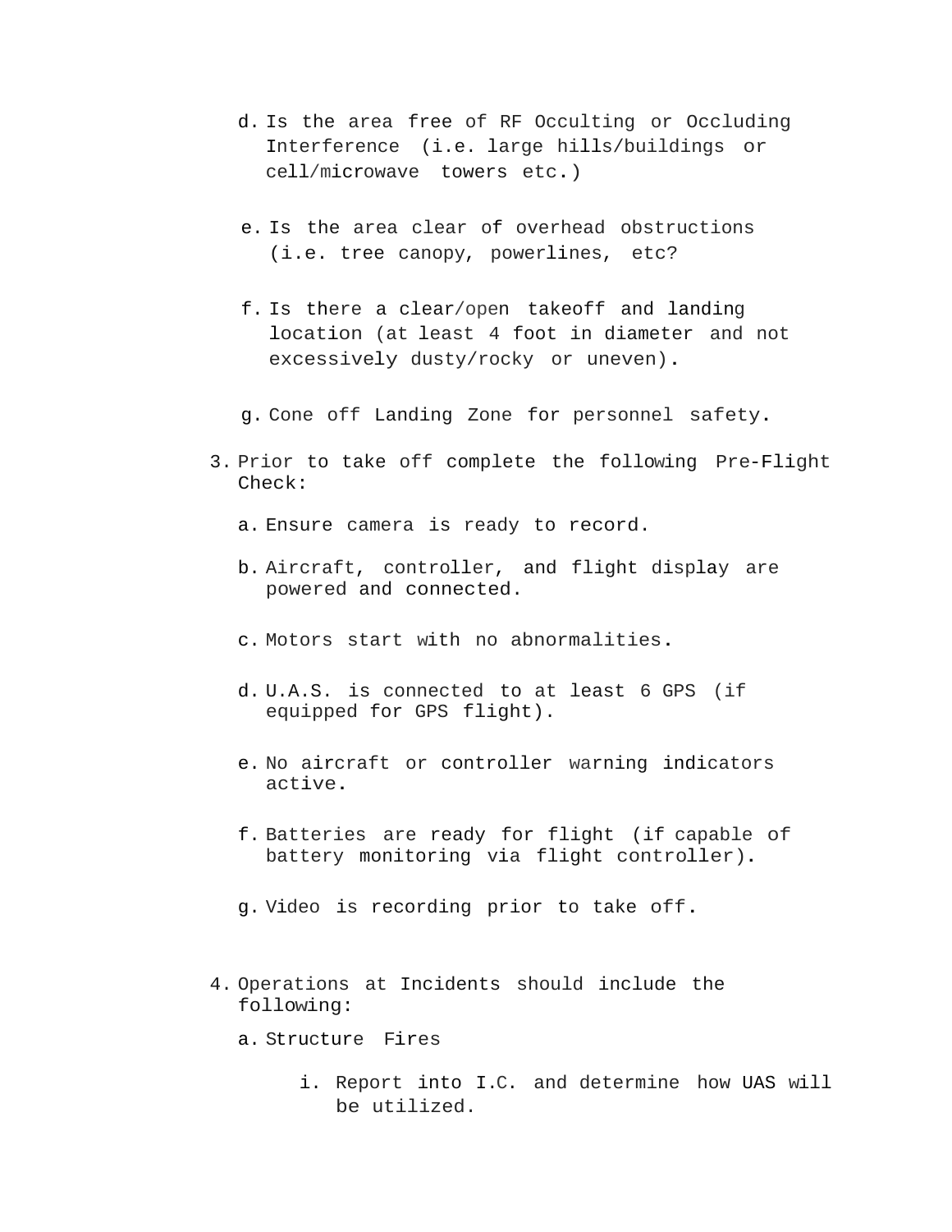d. Is the area free of RF Occulting or Occluding Interference (i.e. large hills/buildings or cell/microwave towers etc.)

   e. Is the area clear of overhead obstructions (i.e. tree canopy, powerlines, etc?

   f. Is there a clear/open takeoff and landing location (at least 4 foot in diameter and not excessively dusty/rocky or uneven).

   g. Cone off Landing Zone for personnel safety.

3. Prior to take off complete the following Pre-Flight Check:

   a. Ensure camera is ready to record.

   b. Aircraft, controller, and flight display are powered and connected.

   c. Motors start with no abnormalities.

   d. U.A.S. is connected to at least 6 GPS (if equipped for GPS flight).

   e. No aircraft or controller warning indicators active.

   f. Batteries are ready for flight (if capable of battery monitoring via flight controller).

   g. Video is recording prior to take off.

4. Operations at Incidents should include the following:

   a. Structure Fires

      i. Report into I.C. and determine how UAS will be utilized.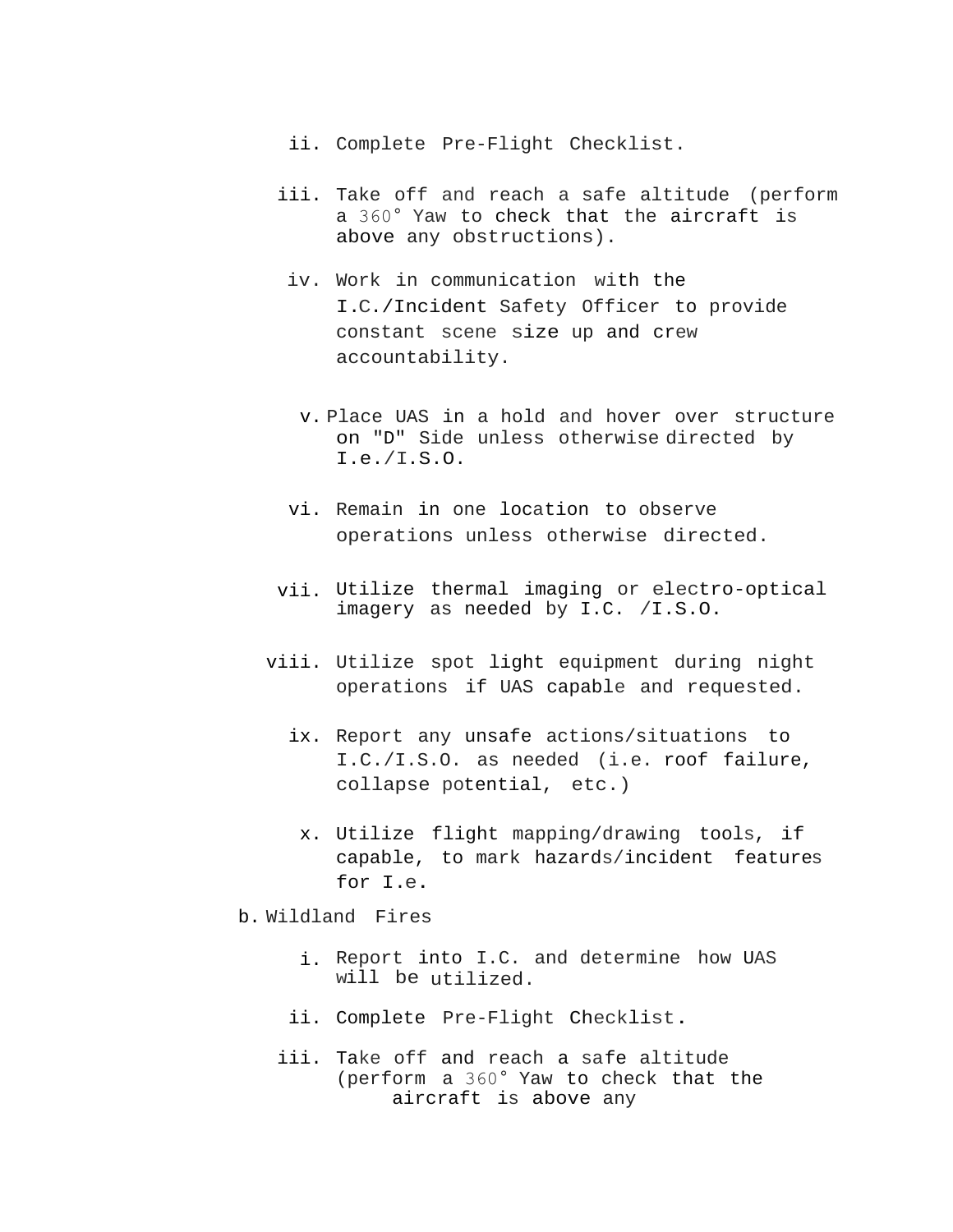ii. Complete Pre-Flight Checklist.

iii. Take off and reach a safe altitude (perform a 360° Yaw to check that the aircraft is above any obstructions).

iv. Work in communication with the I.C./Incident Safety Officer to provide constant scene size up and crew accountability.

v. Place UAS in a hold and hover over structure on "D" Side unless otherwise directed by I.e./I.S.O.

vi. Remain in one location to observe operations unless otherwise directed.

vii. Utilize thermal imaging or electro-optical imagery as needed by I.C. /I.S.O.

viii. Utilize spot light equipment during night operations if UAS capable and requested.

ix. Report any unsafe actions/situations to I.C./I.S.O. as needed (i.e. roof failure, collapse potential, etc.)

x. Utilize flight mapping/drawing tools, if capable, to mark hazards/incident features for I.e.

b. Wildland Fires

i. Report into I.C. and determine how UAS will be utilized.

ii. Complete Pre-Flight Checklist.

iii. Take off and reach a safe altitude (perform a 360° Yaw to check that the aircraft is above any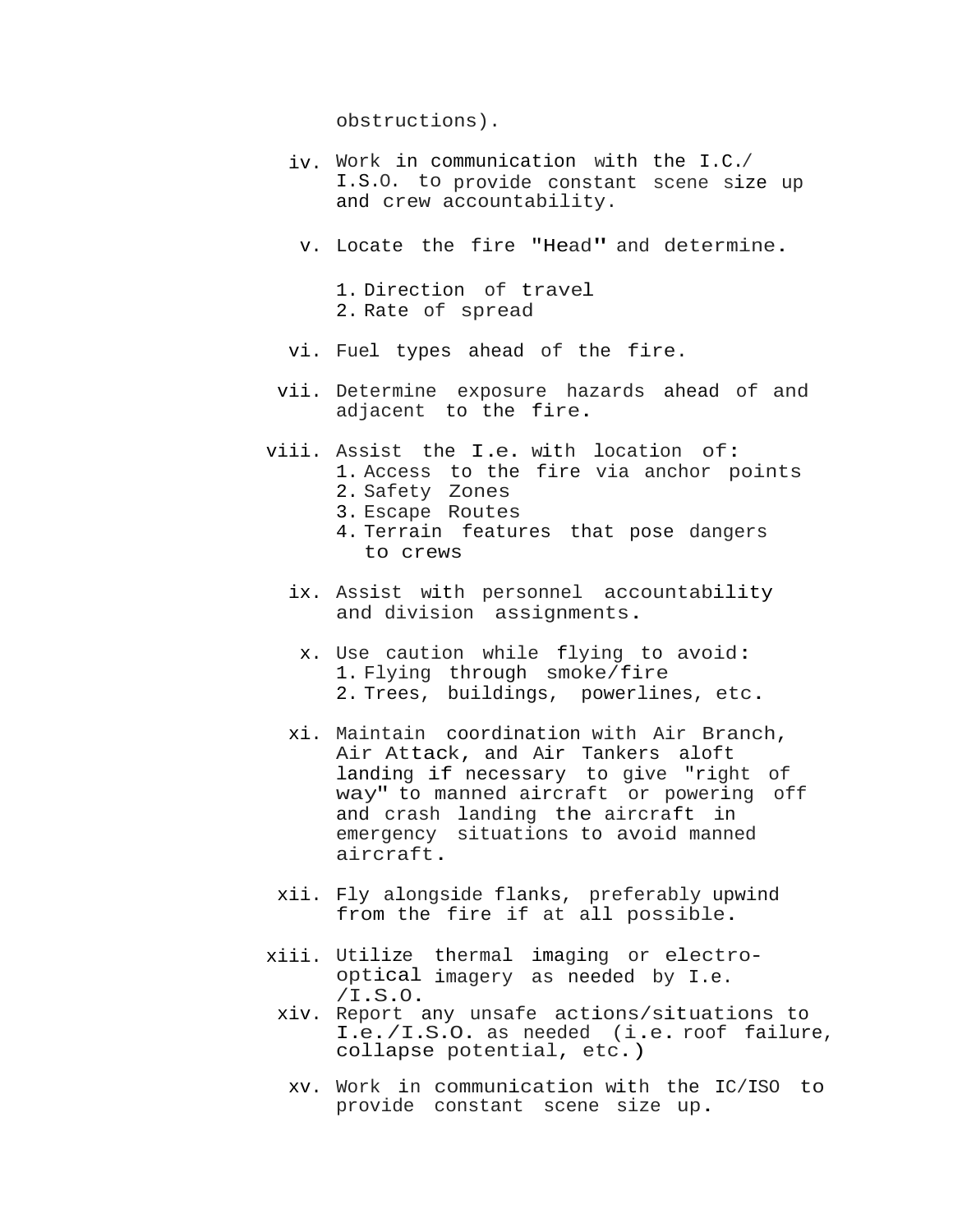obstructions).

iv. Work in communication with the I.C./ I.S.O. to provide constant scene size up and crew accountability.

v. Locate the fire "Head" and determine.

   1. Direction of travel
   2. Rate of spread

vi. Fuel types ahead of the fire.

vii. Determine exposure hazards ahead of and adjacent to the fire.

viii. Assist the I.e. with location of:
   1. Access to the fire via anchor points
   2. Safety Zones
   3. Escape Routes
   4. Terrain features that pose dangers to crews

ix. Assist with personnel accountability and division assignments.

x. Use caution while flying to avoid:
   1. Flying through smoke/fire
   2. Trees, buildings, powerlines, etc.

xi. Maintain coordination with Air Branch, Air Attack, and Air Tankers aloft landing if necessary to give "right of way" to manned aircraft or powering off and crash landing the aircraft in emergency situations to avoid manned aircraft.

xii. Fly alongside flanks, preferably upwind from the fire if at all possible.

xiii. Utilize thermal imaging or electro-optical imagery as needed by I.e. /I.S.O.

xiv. Report any unsafe actions/situations to I.e./I.S.O. as needed (i.e. roof failure, collapse potential, etc.)

xv. Work in communication with the IC/ISO to provide constant scene size up.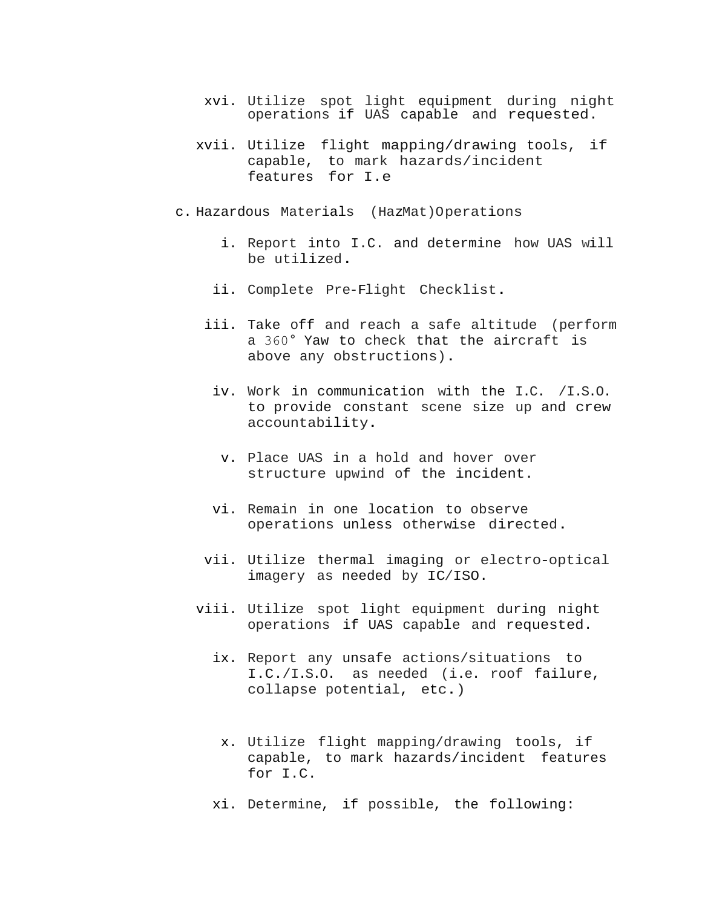xvi. Utilize spot light equipment during night operations if UAS capable and requested.

xvii. Utilize flight mapping/drawing tools, if capable, to mark hazards/incident features for I.e

c. Hazardous Materials (HazMat)Operations

i. Report into I.C. and determine how UAS will be utilized.

ii. Complete Pre-Flight Checklist.

iii. Take off and reach a safe altitude (perform a 360° Yaw to check that the aircraft is above any obstructions).

iv. Work in communication with the I.C. /I.S.O. to provide constant scene size up and crew accountability.

v. Place UAS in a hold and hover over structure upwind of the incident.

vi. Remain in one location to observe operations unless otherwise directed.

vii. Utilize thermal imaging or electro-optical imagery as needed by IC/ISO.

viii. Utilize spot light equipment during night operations if UAS capable and requested.

ix. Report any unsafe actions/situations to I.C./I.S.O. as needed (i.e. roof failure, collapse potential, etc.)

x. Utilize flight mapping/drawing tools, if capable, to mark hazards/incident features for I.C.

xi. Determine, if possible, the following: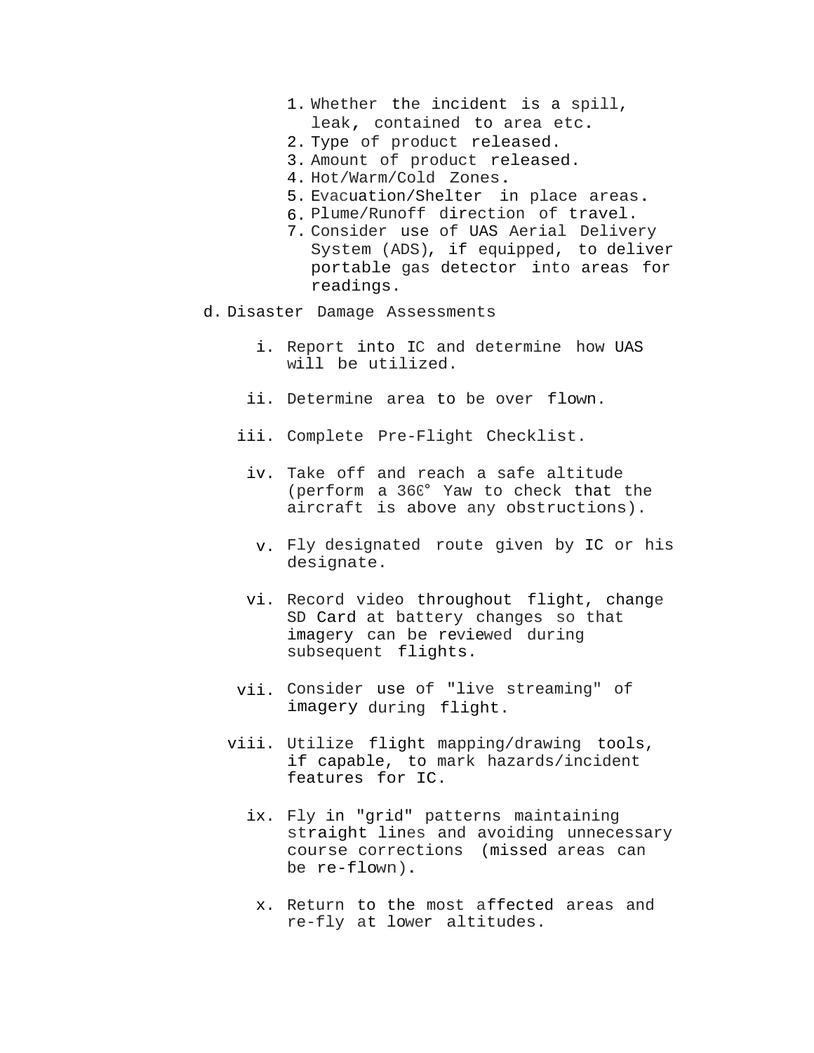1. Whether the incident is a spill, leak, contained to area etc.
2. Type of product released.
3. Amount of product released.
4. Hot/Warm/Cold Zones.
5. Evacuation/Shelter in place areas.
6. Plume/Runoff direction of travel.
7. Consider use of UAS Aerial Delivery System (ADS), if equipped, to deliver portable gas detector into areas for readings.

d. Disaster Damage Assessments

i. Report into IC and determine how UAS will be utilized.

ii. Determine area to be over flown.

iii. Complete Pre-Flight Checklist.

iv. Take off and reach a safe altitude (perform a 360° Yaw to check that the aircraft is above any obstructions).

v. Fly designated route given by IC or his designate.

vi. Record video throughout flight, change SD Card at battery changes so that imagery can be reviewed during subsequent flights.

vii. Consider use of "live streaming" of imagery during flight.

viii. Utilize flight mapping/drawing tools, if capable, to mark hazards/incident features for IC.

ix. Fly in "grid" patterns maintaining straight lines and avoiding unnecessary course corrections (missed areas can be re-flown).

x. Return to the most affected areas and re-fly at lower altitudes.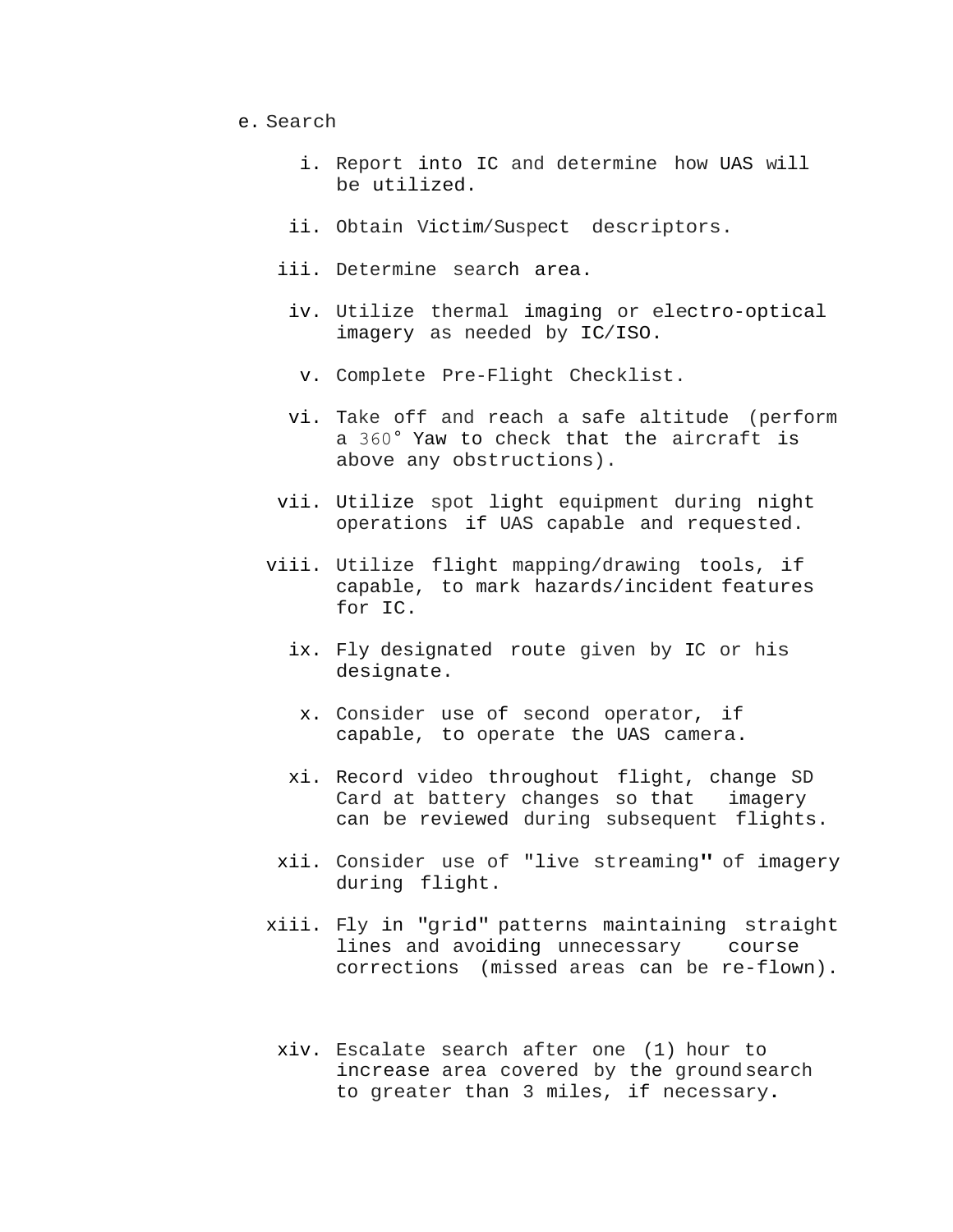e. Search

i. Report into IC and determine how UAS will be utilized.

ii. Obtain Victim/Suspect descriptors.

iii. Determine search area.

iv. Utilize thermal imaging or electro-optical imagery as needed by IC/ISO.

v. Complete Pre-Flight Checklist.

vi. Take off and reach a safe altitude (perform a 360° Yaw to check that the aircraft is above any obstructions).

vii. Utilize spot light equipment during night operations if UAS capable and requested.

viii. Utilize flight mapping/drawing tools, if capable, to mark hazards/incident features for IC.

ix. Fly designated route given by IC or his designate.

x. Consider use of second operator, if capable, to operate the UAS camera.

xi. Record video throughout flight, change SD Card at battery changes so that imagery can be reviewed during subsequent flights.

xii. Consider use of "live streaming" of imagery during flight.

xiii. Fly in "grid" patterns maintaining straight lines and avoiding unnecessary course corrections (missed areas can be re-flown).

xiv. Escalate search after one (1) hour to increase area covered by the ground search to greater than 3 miles, if necessary.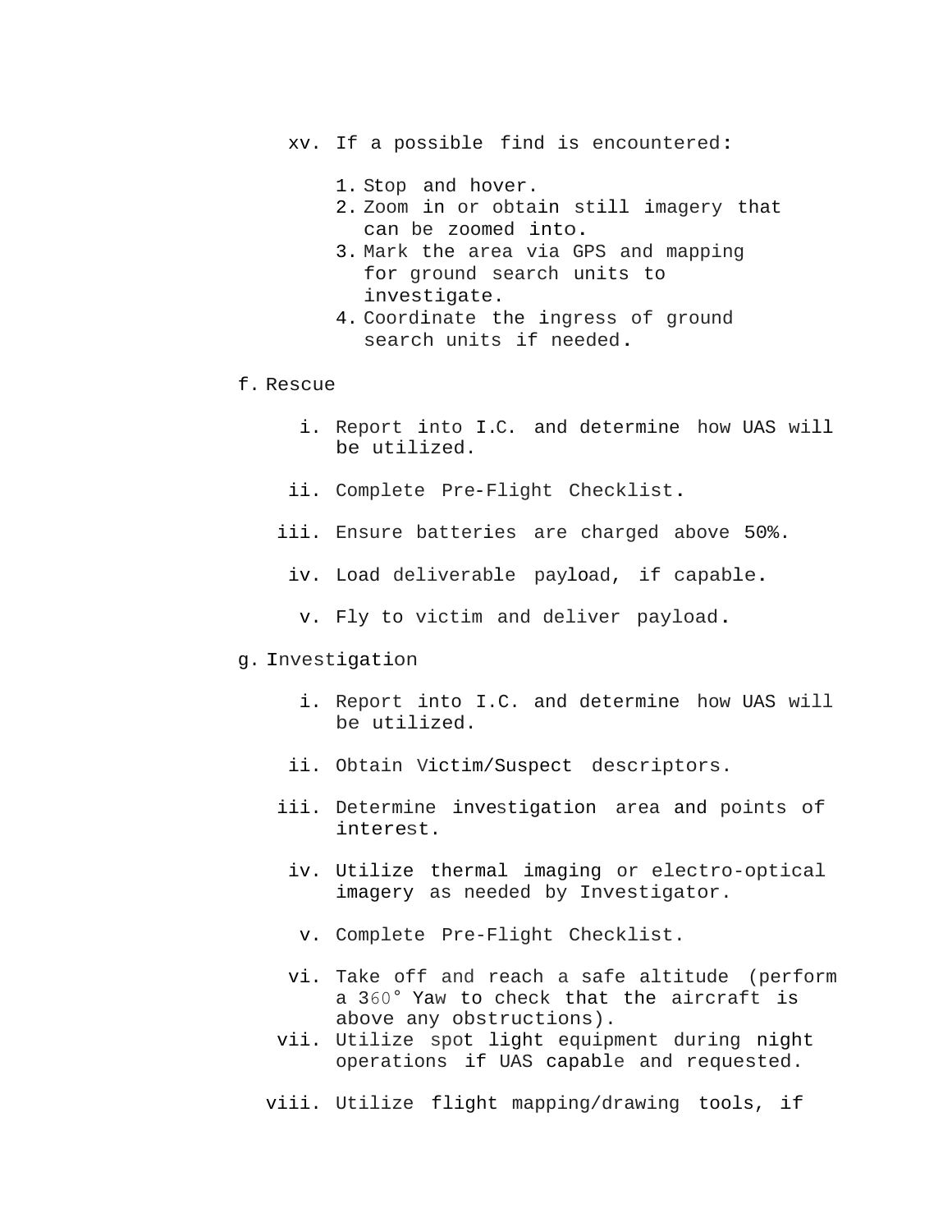xv. If a possible find is encountered:

    1. Stop and hover.
    2. Zoom in or obtain still imagery that can be zoomed into.
    3. Mark the area via GPS and mapping for ground search units to investigate.
    4. Coordinate the ingress of ground search units if needed.

f. Rescue

   i. Report into I.C. and determine how UAS will be utilized.

   ii. Complete Pre-Flight Checklist.

   iii. Ensure batteries are charged above 50%.

   iv. Load deliverable payload, if capable.

   v. Fly to victim and deliver payload.

g. Investigation

   i. Report into I.C. and determine how UAS will be utilized.

   ii. Obtain Victim/Suspect descriptors.

   iii. Determine investigation area and points of interest.

   iv. Utilize thermal imaging or electro-optical imagery as needed by Investigator.

   v. Complete Pre-Flight Checklist.

   vi. Take off and reach a safe altitude (perform a 360° Yaw to check that the aircraft is above any obstructions).

   vii. Utilize spot light equipment during night operations if UAS capable and requested.

   viii. Utilize flight mapping/drawing tools, if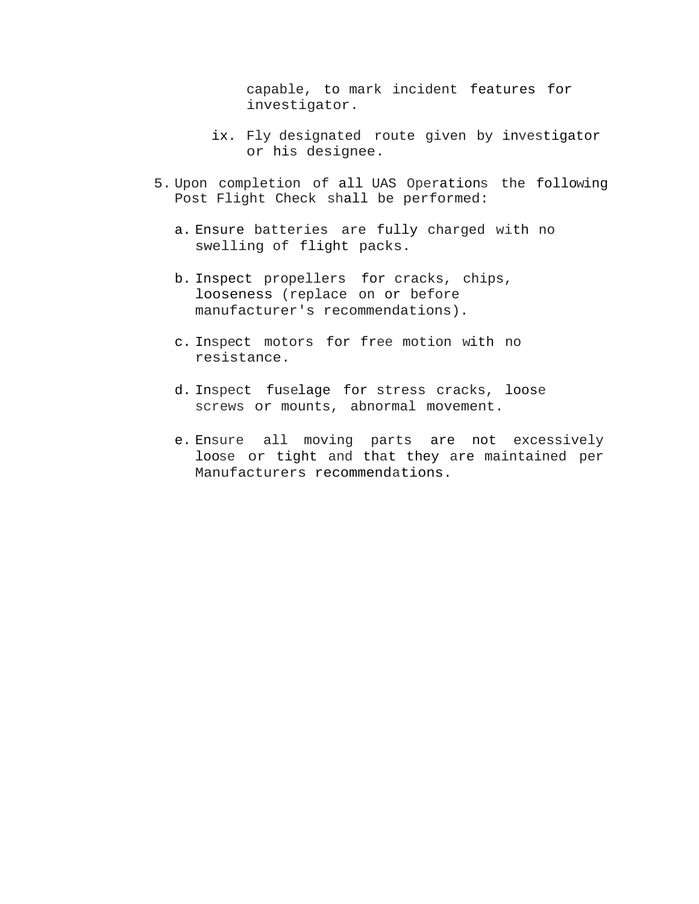capable, to mark incident features for investigator.

ix. Fly designated route given by investigator or his designee.

5. Upon completion of all UAS Operations the following Post Flight Check shall be performed:

   a. Ensure batteries are fully charged with no swelling of flight packs.

   b. Inspect propellers for cracks, chips, looseness (replace on or before manufacturer's recommendations).

   c. Inspect motors for free motion with no resistance.

   d. Inspect fuselage for stress cracks, loose screws or mounts, abnormal movement.

   e. Ensure all moving parts are not excessively loose or tight and that they are maintained per Manufacturers recommendations.